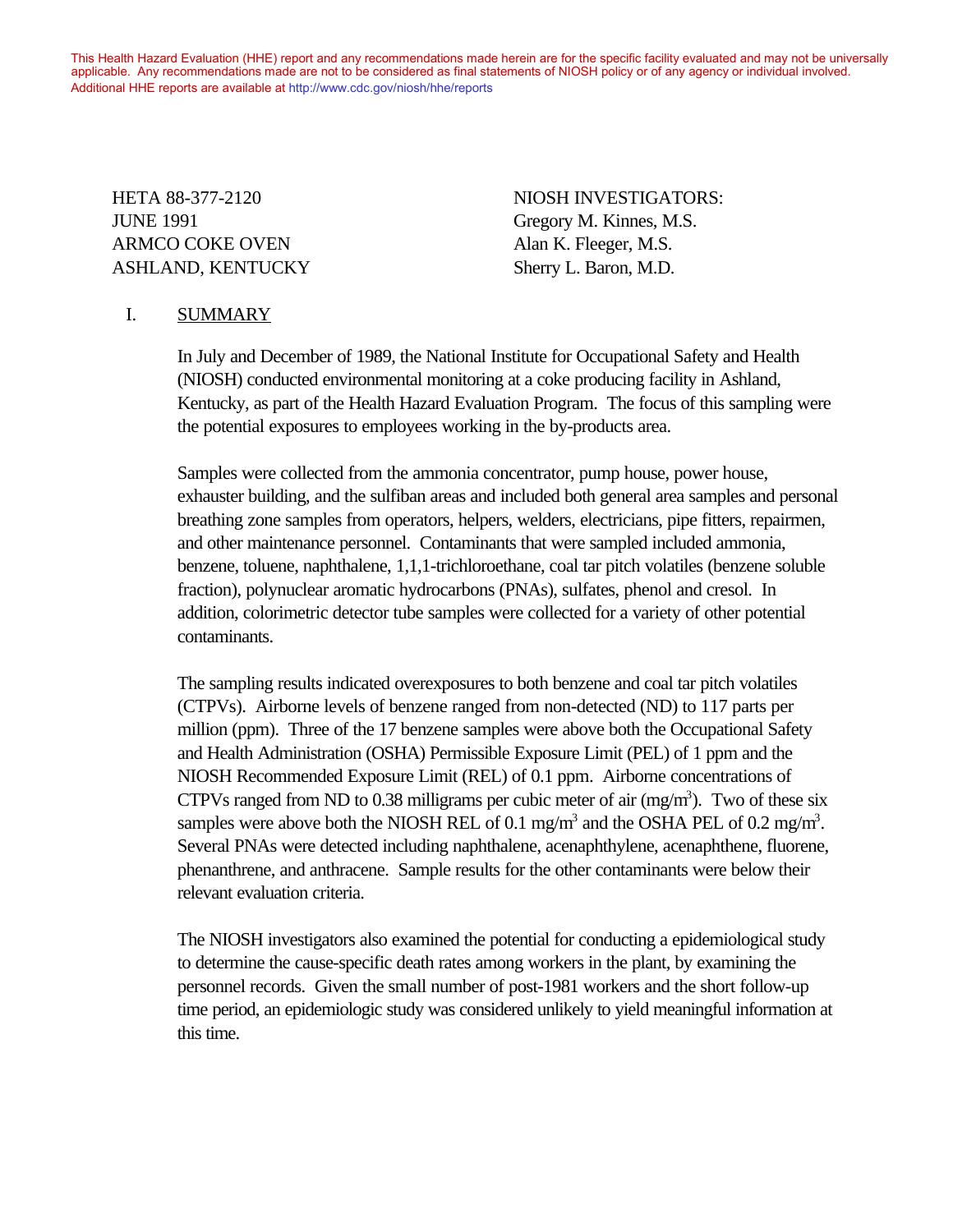This Health Hazard Evaluation (HHE) report and any recommendations made herein are for the specific facility evaluated and may not be universally applicable. Any recommendations made are not to be considered as final statements of NIOSH policy or of any agency or individual involved. Additional HHE reports are available at http://www.cdc.gov/niosh/hhe/reports

HETA 88-377-2120
JUNE 1991
ARMCO COKE OVEN
ASHLAND, KENTUCKY

NIOSH INVESTIGATORS:
Gregory M. Kinnes, M.S.
Alan K. Fleeger, M.S.
Sherry L. Baron, M.D.

## I. SUMMARY

In July and December of 1989, the National Institute for Occupational Safety and Health (NIOSH) conducted environmental monitoring at a coke producing facility in Ashland, Kentucky, as part of the Health Hazard Evaluation Program. The focus of this sampling were the potential exposures to employees working in the by-products area.

Samples were collected from the ammonia concentrator, pump house, power house, exhauster building, and the sulfiban areas and included both general area samples and personal breathing zone samples from operators, helpers, welders, electricians, pipe fitters, repairmen, and other maintenance personnel. Contaminants that were sampled included ammonia, benzene, toluene, naphthalene, 1,1,1-trichloroethane, coal tar pitch volatiles (benzene soluble fraction), polynuclear aromatic hydrocarbons (PNAs), sulfates, phenol and cresol. In addition, colorimetric detector tube samples were collected for a variety of other potential contaminants.

The sampling results indicated overexposures to both benzene and coal tar pitch volatiles (CTPVs). Airborne levels of benzene ranged from non-detected (ND) to 117 parts per million (ppm). Three of the 17 benzene samples were above both the Occupational Safety and Health Administration (OSHA) Permissible Exposure Limit (PEL) of 1 ppm and the NIOSH Recommended Exposure Limit (REL) of 0.1 ppm. Airborne concentrations of CTPVs ranged from ND to 0.38 milligrams per cubic meter of air ($mg/m^3$). Two of these six samples were above both the NIOSH REL of 0.1 $mg/m^3$ and the OSHA PEL of 0.2 $mg/m^3$. Several PNAs were detected including naphthalene, acenaphthylene, acenaphthene, fluorene, phenanthrene, and anthracene. Sample results for the other contaminants were below their relevant evaluation criteria.

The NIOSH investigators also examined the potential for conducting a epidemiological study to determine the cause-specific death rates among workers in the plant, by examining the personnel records. Given the small number of post-1981 workers and the short follow-up time period, an epidemiologic study was considered unlikely to yield meaningful information at this time.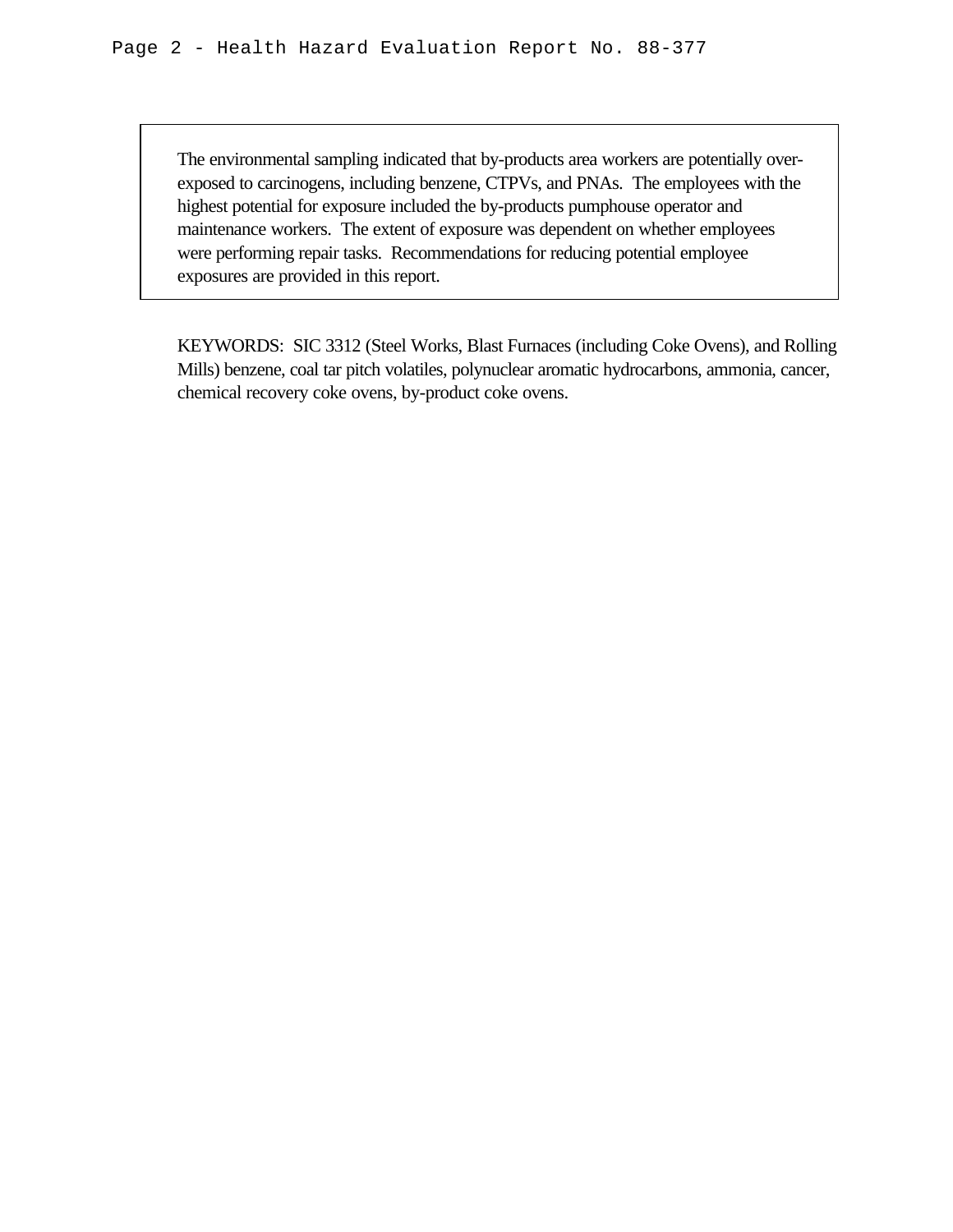The environmental sampling indicated that by-products area workers are potentially over-exposed to carcinogens, including benzene, CTPVs, and PNAs. The employees with the highest potential for exposure included the by-products pumphouse operator and maintenance workers. The extent of exposure was dependent on whether employees were performing repair tasks. Recommendations for reducing potential employee exposures are provided in this report.

KEYWORDS: SIC 3312 (Steel Works, Blast Furnaces (including Coke Ovens), and Rolling Mills) benzene, coal tar pitch volatiles, polynuclear aromatic hydrocarbons, ammonia, cancer, chemical recovery coke ovens, by-product coke ovens.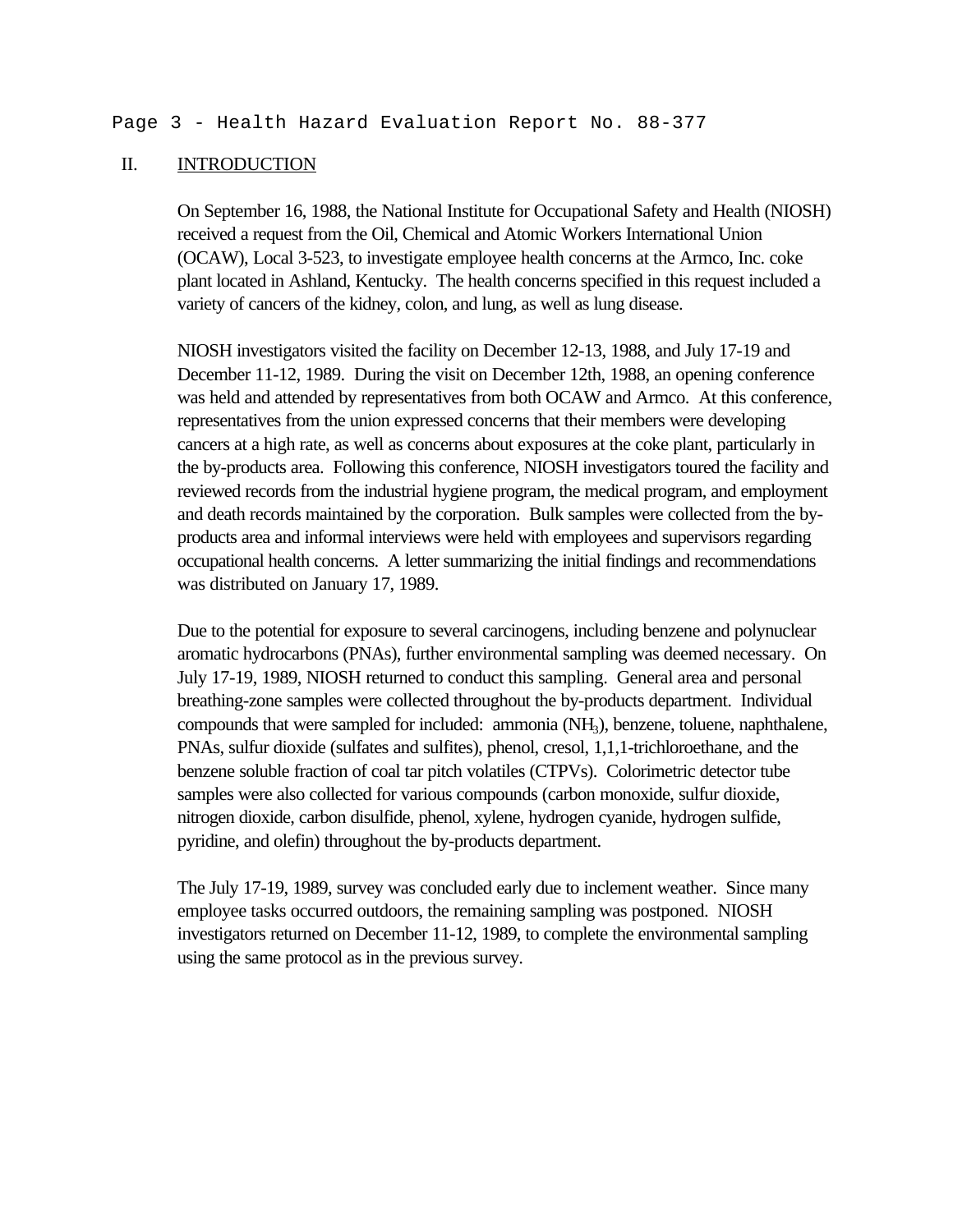## II. INTRODUCTION

On September 16, 1988, the National Institute for Occupational Safety and Health (NIOSH) received a request from the Oil, Chemical and Atomic Workers International Union (OCAW), Local 3-523, to investigate employee health concerns at the Armco, Inc. coke plant located in Ashland, Kentucky. The health concerns specified in this request included a variety of cancers of the kidney, colon, and lung, as well as lung disease.

NIOSH investigators visited the facility on December 12-13, 1988, and July 17-19 and December 11-12, 1989. During the visit on December 12th, 1988, an opening conference was held and attended by representatives from both OCAW and Armco. At this conference, representatives from the union expressed concerns that their members were developing cancers at a high rate, as well as concerns about exposures at the coke plant, particularly in the by-products area. Following this conference, NIOSH investigators toured the facility and reviewed records from the industrial hygiene program, the medical program, and employment and death records maintained by the corporation. Bulk samples were collected from the by-products area and informal interviews were held with employees and supervisors regarding occupational health concerns. A letter summarizing the initial findings and recommendations was distributed on January 17, 1989.

Due to the potential for exposure to several carcinogens, including benzene and polynuclear aromatic hydrocarbons (PNAs), further environmental sampling was deemed necessary. On July 17-19, 1989, NIOSH returned to conduct this sampling. General area and personal breathing-zone samples were collected throughout the by-products department. Individual compounds that were sampled for included: ammonia ($NH_3$), benzene, toluene, naphthalene, PNAs, sulfur dioxide (sulfates and sulfites), phenol, cresol, 1,1,1-trichloroethane, and the benzene soluble fraction of coal tar pitch volatiles (CTPVs). Colorimetric detector tube samples were also collected for various compounds (carbon monoxide, sulfur dioxide, nitrogen dioxide, carbon disulfide, phenol, xylene, hydrogen cyanide, hydrogen sulfide, pyridine, and olefin) throughout the by-products department.

The July 17-19, 1989, survey was concluded early due to inclement weather. Since many employee tasks occurred outdoors, the remaining sampling was postponed. NIOSH investigators returned on December 11-12, 1989, to complete the environmental sampling using the same protocol as in the previous survey.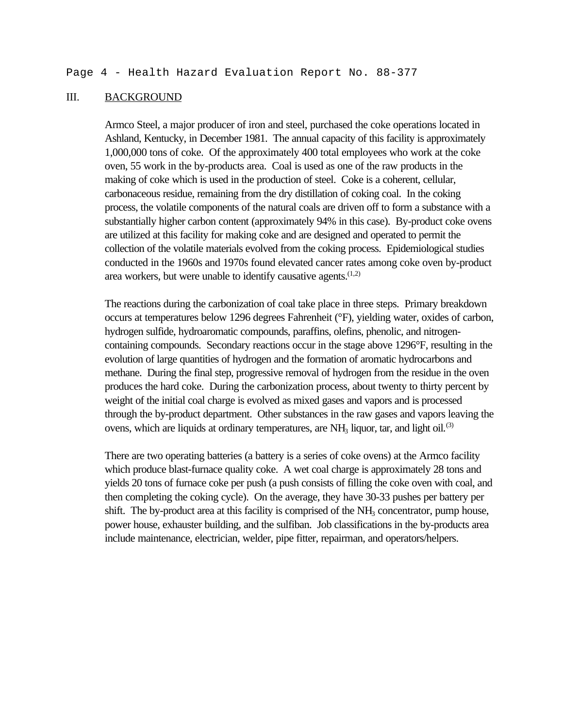## III. BACKGROUND

Armco Steel, a major producer of iron and steel, purchased the coke operations located in Ashland, Kentucky, in December 1981. The annual capacity of this facility is approximately 1,000,000 tons of coke. Of the approximately 400 total employees who work at the coke oven, 55 work in the by-products area. Coal is used as one of the raw products in the making of coke which is used in the production of steel. Coke is a coherent, cellular, carbonaceous residue, remaining from the dry distillation of coking coal. In the coking process, the volatile components of the natural coals are driven off to form a substance with a substantially higher carbon content (approximately 94% in this case). By-product coke ovens are utilized at this facility for making coke and are designed and operated to permit the collection of the volatile materials evolved from the coking process. Epidemiological studies conducted in the 1960s and 1970s found elevated cancer rates among coke oven by-product area workers, but were unable to identify causative agents.[1,2]

The reactions during the carbonization of coal take place in three steps. Primary breakdown occurs at temperatures below 1296 degrees Fahrenheit (°F), yielding water, oxides of carbon, hydrogen sulfide, hydroaromatic compounds, paraffins, olefins, phenolic, and nitrogen-containing compounds. Secondary reactions occur in the stage above 1296°F, resulting in the evolution of large quantities of hydrogen and the formation of aromatic hydrocarbons and methane. During the final step, progressive removal of hydrogen from the residue in the oven produces the hard coke. During the carbonization process, about twenty to thirty percent by weight of the initial coal charge is evolved as mixed gases and vapors and is processed through the by-product department. Other substances in the raw gases and vapors leaving the ovens, which are liquids at ordinary temperatures, are $NH_3$ liquor, tar, and light oil.[3]

There are two operating batteries (a battery is a series of coke ovens) at the Armco facility which produce blast-furnace quality coke. A wet coal charge is approximately 28 tons and yields 20 tons of furnace coke per push (a push consists of filling the coke oven with coal, and then completing the coking cycle). On the average, they have 30-33 pushes per battery per shift. The by-product area at this facility is comprised of the $NH_3$ concentrator, pump house, power house, exhauster building, and the sulfiban. Job classifications in the by-products area include maintenance, electrician, welder, pipe fitter, repairman, and operators/helpers.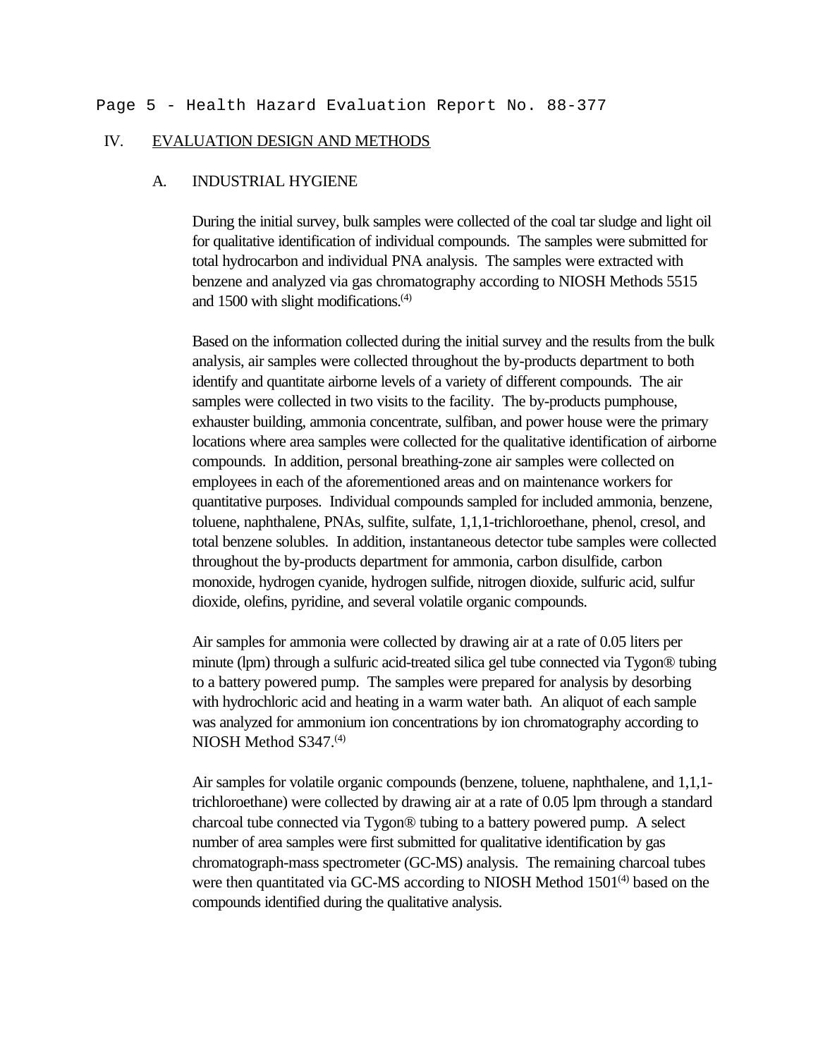## IV. EVALUATION DESIGN AND METHODS

### A. INDUSTRIAL HYGIENE

During the initial survey, bulk samples were collected of the coal tar sludge and light oil for qualitative identification of individual compounds. The samples were submitted for total hydrocarbon and individual PNA analysis. The samples were extracted with benzene and analyzed via gas chromatography according to NIOSH Methods 5515 and 1500 with slight modifications.[4]

Based on the information collected during the initial survey and the results from the bulk analysis, air samples were collected throughout the by-products department to both identify and quantitate airborne levels of a variety of different compounds. The air samples were collected in two visits to the facility. The by-products pumphouse, exhauster building, ammonia concentrate, sulfiban, and power house were the primary locations where area samples were collected for the qualitative identification of airborne compounds. In addition, personal breathing-zone air samples were collected on employees in each of the aforementioned areas and on maintenance workers for quantitative purposes. Individual compounds sampled for included ammonia, benzene, toluene, naphthalene, PNAs, sulfite, sulfate, 1,1,1-trichloroethane, phenol, cresol, and total benzene solubles. In addition, instantaneous detector tube samples were collected throughout the by-products department for ammonia, carbon disulfide, carbon monoxide, hydrogen cyanide, hydrogen sulfide, nitrogen dioxide, sulfuric acid, sulfur dioxide, olefins, pyridine, and several volatile organic compounds.

Air samples for ammonia were collected by drawing air at a rate of 0.05 liters per minute (lpm) through a sulfuric acid-treated silica gel tube connected via Tygon® tubing to a battery powered pump. The samples were prepared for analysis by desorbing with hydrochloric acid and heating in a warm water bath. An aliquot of each sample was analyzed for ammonium ion concentrations by ion chromatography according to NIOSH Method S347.[4]

Air samples for volatile organic compounds (benzene, toluene, naphthalene, and 1,1,1-trichloroethane) were collected by drawing air at a rate of 0.05 lpm through a standard charcoal tube connected via Tygon® tubing to a battery powered pump. A select number of area samples were first submitted for qualitative identification by gas chromatograph-mass spectrometer (GC-MS) analysis. The remaining charcoal tubes were then quantitated via GC-MS according to NIOSH Method 1501[4] based on the compounds identified during the qualitative analysis.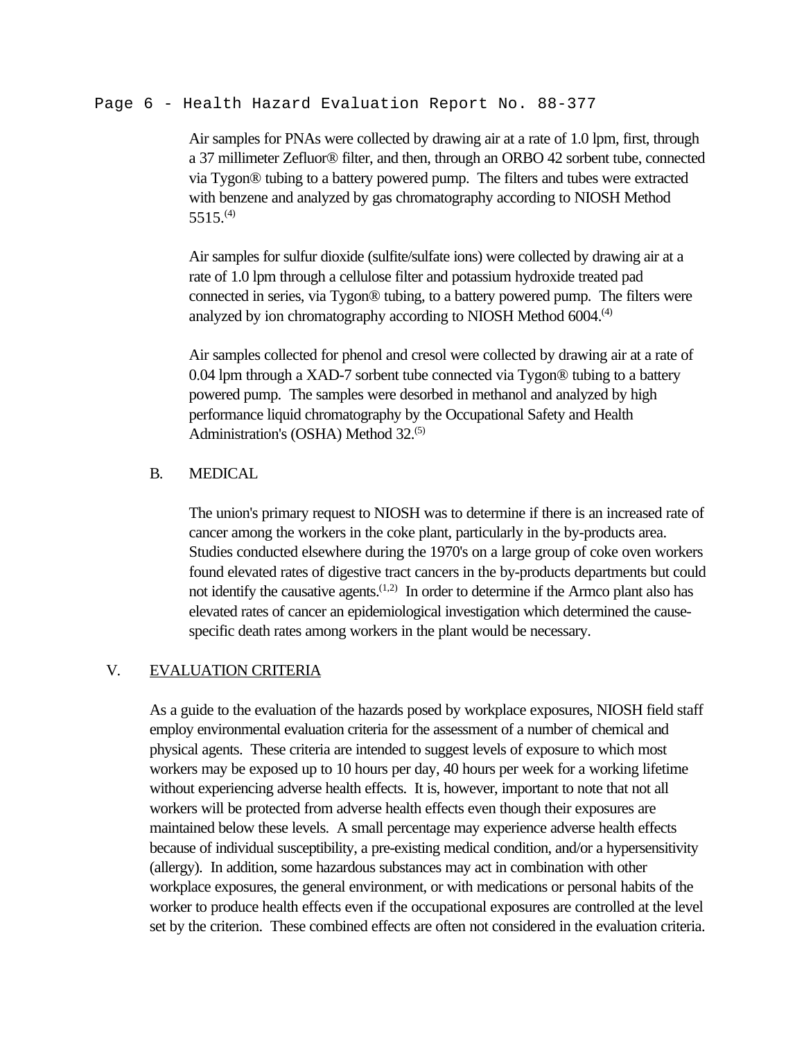Air samples for PNAs were collected by drawing air at a rate of 1.0 lpm, first, through a 37 millimeter Zefluor® filter, and then, through an ORBO 42 sorbent tube, connected via Tygon® tubing to a battery powered pump. The filters and tubes were extracted with benzene and analyzed by gas chromatography according to NIOSH Method 5515.[4]

Air samples for sulfur dioxide (sulfite/sulfate ions) were collected by drawing air at a rate of 1.0 lpm through a cellulose filter and potassium hydroxide treated pad connected in series, via Tygon® tubing, to a battery powered pump. The filters were analyzed by ion chromatography according to NIOSH Method 6004.[4]

Air samples collected for phenol and cresol were collected by drawing air at a rate of 0.04 lpm through a XAD-7 sorbent tube connected via Tygon® tubing to a battery powered pump. The samples were desorbed in methanol and analyzed by high performance liquid chromatography by the Occupational Safety and Health Administration's (OSHA) Method 32.[5]

### B. MEDICAL

The union's primary request to NIOSH was to determine if there is an increased rate of cancer among the workers in the coke plant, particularly in the by-products area. Studies conducted elsewhere during the 1970's on a large group of coke oven workers found elevated rates of digestive tract cancers in the by-products departments but could not identify the causative agents.[1,2] In order to determine if the Armco plant also has elevated rates of cancer an epidemiological investigation which determined the cause-specific death rates among workers in the plant would be necessary.

## V. EVALUATION CRITERIA

As a guide to the evaluation of the hazards posed by workplace exposures, NIOSH field staff employ environmental evaluation criteria for the assessment of a number of chemical and physical agents. These criteria are intended to suggest levels of exposure to which most workers may be exposed up to 10 hours per day, 40 hours per week for a working lifetime without experiencing adverse health effects. It is, however, important to note that not all workers will be protected from adverse health effects even though their exposures are maintained below these levels. A small percentage may experience adverse health effects because of individual susceptibility, a pre-existing medical condition, and/or a hypersensitivity (allergy). In addition, some hazardous substances may act in combination with other workplace exposures, the general environment, or with medications or personal habits of the worker to produce health effects even if the occupational exposures are controlled at the level set by the criterion. These combined effects are often not considered in the evaluation criteria.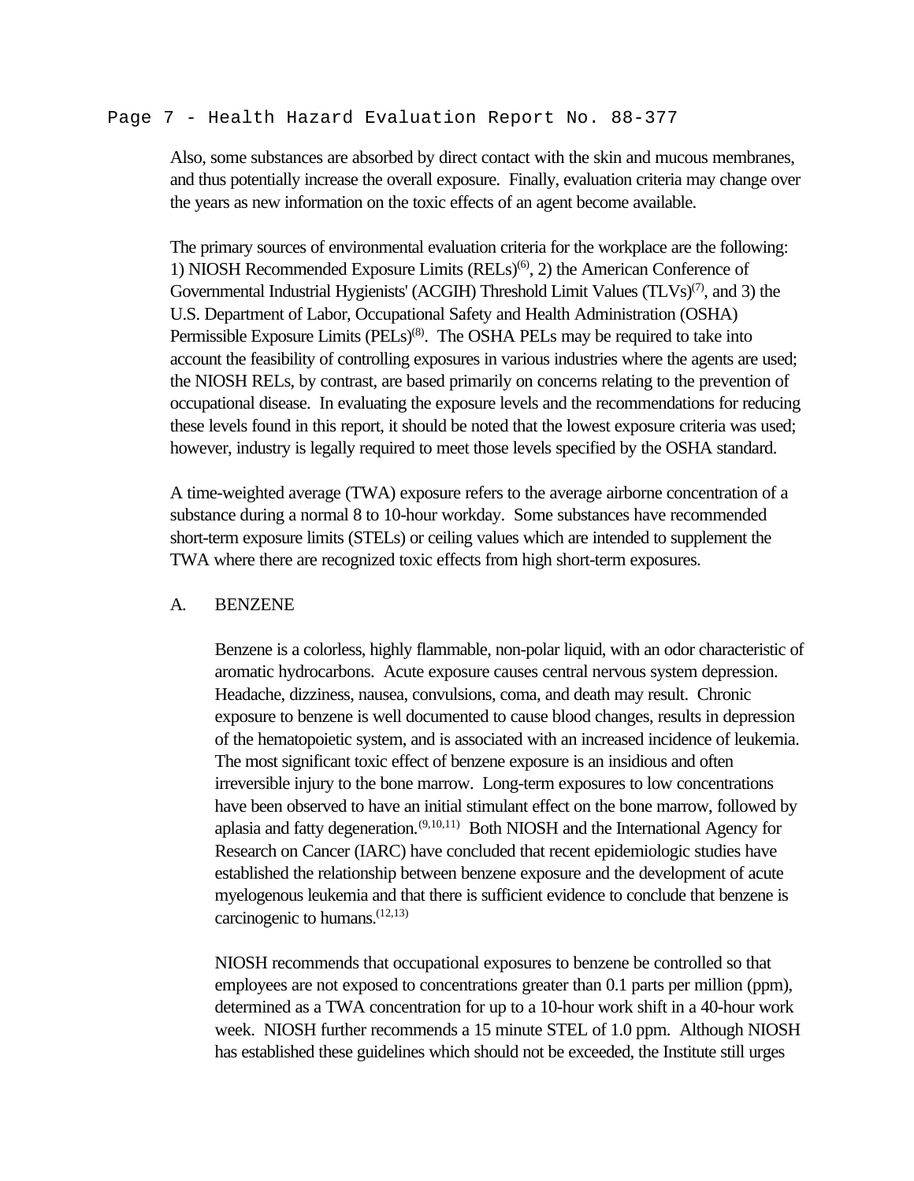Also, some substances are absorbed by direct contact with the skin and mucous membranes, and thus potentially increase the overall exposure. Finally, evaluation criteria may change over the years as new information on the toxic effects of an agent become available.

The primary sources of environmental evaluation criteria for the workplace are the following: 1) NIOSH Recommended Exposure Limits (RELs)[6], 2) the American Conference of Governmental Industrial Hygienists' (ACGIH) Threshold Limit Values (TLVs)[7], and 3) the U.S. Department of Labor, Occupational Safety and Health Administration (OSHA) Permissible Exposure Limits (PELs)[8]. The OSHA PELs may be required to take into account the feasibility of controlling exposures in various industries where the agents are used; the NIOSH RELs, by contrast, are based primarily on concerns relating to the prevention of occupational disease. In evaluating the exposure levels and the recommendations for reducing these levels found in this report, it should be noted that the lowest exposure criteria was used; however, industry is legally required to meet those levels specified by the OSHA standard.

A time-weighted average (TWA) exposure refers to the average airborne concentration of a substance during a normal 8 to 10-hour workday. Some substances have recommended short-term exposure limits (STELs) or ceiling values which are intended to supplement the TWA where there are recognized toxic effects from high short-term exposures.

## A. BENZENE

Benzene is a colorless, highly flammable, non-polar liquid, with an odor characteristic of aromatic hydrocarbons. Acute exposure causes central nervous system depression. Headache, dizziness, nausea, convulsions, coma, and death may result. Chronic exposure to benzene is well documented to cause blood changes, results in depression of the hematopoietic system, and is associated with an increased incidence of leukemia. The most significant toxic effect of benzene exposure is an insidious and often irreversible injury to the bone marrow. Long-term exposures to low concentrations have been observed to have an initial stimulant effect on the bone marrow, followed by aplasia and fatty degeneration.[9,10,11] Both NIOSH and the International Agency for Research on Cancer (IARC) have concluded that recent epidemiologic studies have established the relationship between benzene exposure and the development of acute myelogenous leukemia and that there is sufficient evidence to conclude that benzene is carcinogenic to humans.[12,13]

NIOSH recommends that occupational exposures to benzene be controlled so that employees are not exposed to concentrations greater than 0.1 parts per million (ppm), determined as a TWA concentration for up to a 10-hour work shift in a 40-hour work week. NIOSH further recommends a 15 minute STEL of 1.0 ppm. Although NIOSH has established these guidelines which should not be exceeded, the Institute still urges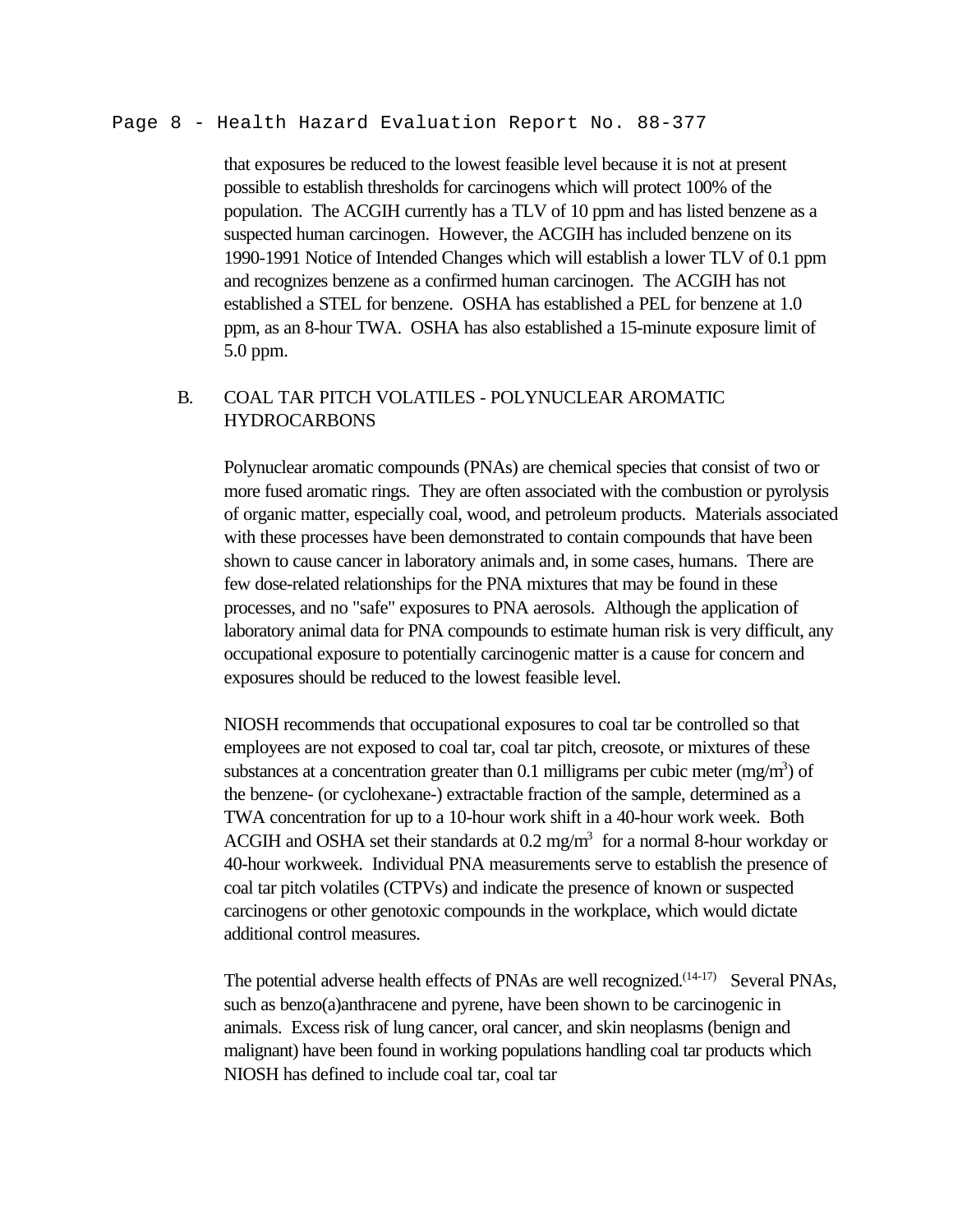that exposures be reduced to the lowest feasible level because it is not at present possible to establish thresholds for carcinogens which will protect 100% of the population. The ACGIH currently has a TLV of 10 ppm and has listed benzene as a suspected human carcinogen. However, the ACGIH has included benzene on its 1990-1991 Notice of Intended Changes which will establish a lower TLV of 0.1 ppm and recognizes benzene as a confirmed human carcinogen. The ACGIH has not established a STEL for benzene. OSHA has established a PEL for benzene at 1.0 ppm, as an 8-hour TWA. OSHA has also established a 15-minute exposure limit of 5.0 ppm.

### B. COAL TAR PITCH VOLATILES - POLYNUCLEAR AROMATIC HYDROCARBONS

Polynuclear aromatic compounds (PNAs) are chemical species that consist of two or more fused aromatic rings. They are often associated with the combustion or pyrolysis of organic matter, especially coal, wood, and petroleum products. Materials associated with these processes have been demonstrated to contain compounds that have been shown to cause cancer in laboratory animals and, in some cases, humans. There are few dose-related relationships for the PNA mixtures that may be found in these processes, and no "safe" exposures to PNA aerosols. Although the application of laboratory animal data for PNA compounds to estimate human risk is very difficult, any occupational exposure to potentially carcinogenic matter is a cause for concern and exposures should be reduced to the lowest feasible level.

NIOSH recommends that occupational exposures to coal tar be controlled so that employees are not exposed to coal tar, coal tar pitch, creosote, or mixtures of these substances at a concentration greater than 0.1 milligrams per cubic meter (mg/m$^3$) of the benzene- (or cyclohexane-) extractable fraction of the sample, determined as a TWA concentration for up to a 10-hour work shift in a 40-hour work week. Both ACGIH and OSHA set their standards at 0.2 mg/m$^3$ for a normal 8-hour workday or 40-hour workweek. Individual PNA measurements serve to establish the presence of coal tar pitch volatiles (CTPVs) and indicate the presence of known or suspected carcinogens or other genotoxic compounds in the workplace, which would dictate additional control measures.

The potential adverse health effects of PNAs are well recognized.[14-17] Several PNAs, such as benzo(a)anthracene and pyrene, have been shown to be carcinogenic in animals. Excess risk of lung cancer, oral cancer, and skin neoplasms (benign and malignant) have been found in working populations handling coal tar products which NIOSH has defined to include coal tar, coal tar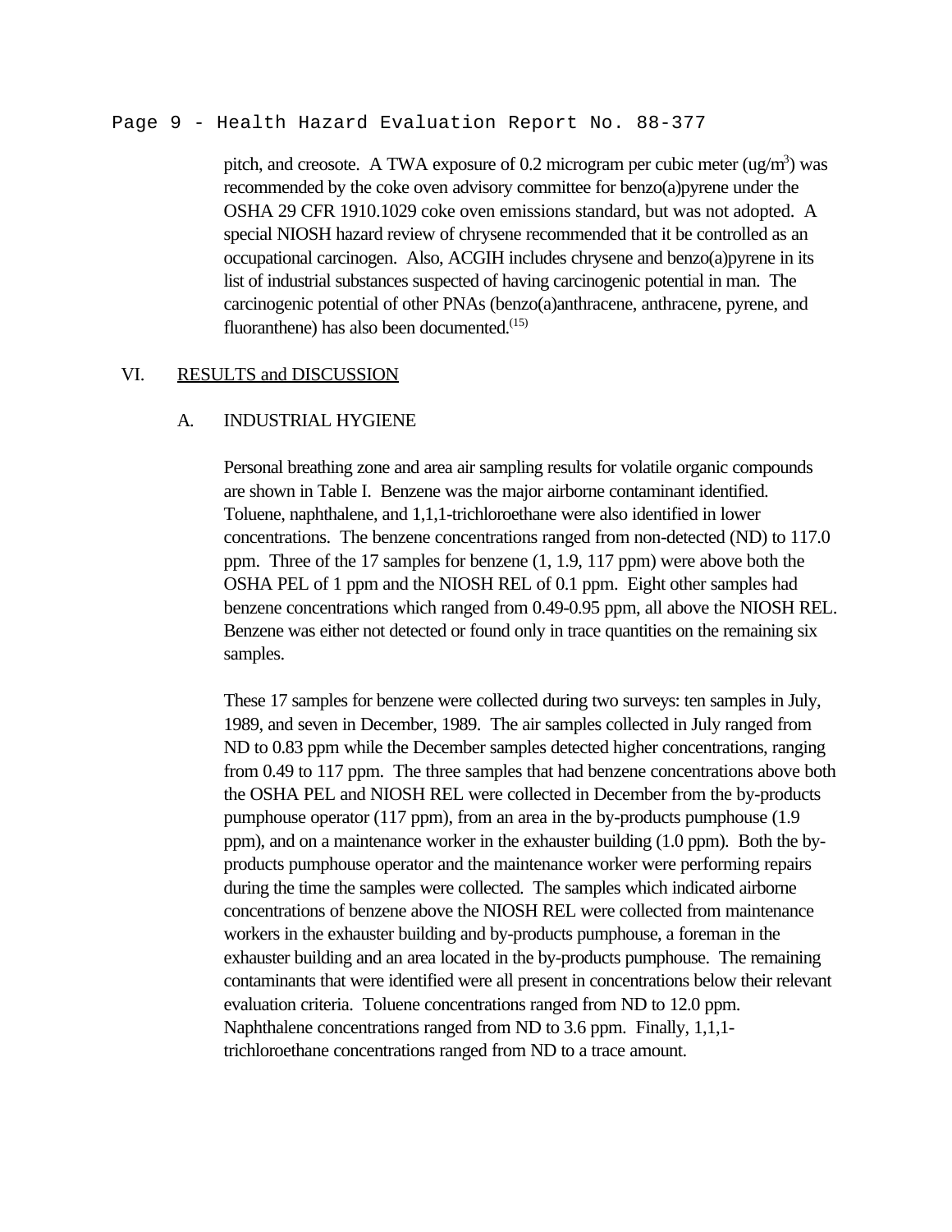pitch, and creosote. A TWA exposure of 0.2 microgram per cubic meter (ug/m$^3$) was recommended by the coke oven advisory committee for benzo(a)pyrene under the OSHA 29 CFR 1910.1029 coke oven emissions standard, but was not adopted. A special NIOSH hazard review of chrysene recommended that it be controlled as an occupational carcinogen. Also, ACGIH includes chrysene and benzo(a)pyrene in its list of industrial substances suspected of having carcinogenic potential in man. The carcinogenic potential of other PNAs (benzo(a)anthracene, anthracene, pyrene, and fluoranthene) has also been documented.[15]

## VI. RESULTS and DISCUSSION

### A. INDUSTRIAL HYGIENE

Personal breathing zone and area air sampling results for volatile organic compounds are shown in Table I. Benzene was the major airborne contaminant identified. Toluene, naphthalene, and 1,1,1-trichloroethane were also identified in lower concentrations. The benzene concentrations ranged from non-detected (ND) to 117.0 ppm. Three of the 17 samples for benzene (1, 1.9, 117 ppm) were above both the OSHA PEL of 1 ppm and the NIOSH REL of 0.1 ppm. Eight other samples had benzene concentrations which ranged from 0.49-0.95 ppm, all above the NIOSH REL. Benzene was either not detected or found only in trace quantities on the remaining six samples.

These 17 samples for benzene were collected during two surveys: ten samples in July, 1989, and seven in December, 1989. The air samples collected in July ranged from ND to 0.83 ppm while the December samples detected higher concentrations, ranging from 0.49 to 117 ppm. The three samples that had benzene concentrations above both the OSHA PEL and NIOSH REL were collected in December from the by-products pumphouse operator (117 ppm), from an area in the by-products pumphouse (1.9 ppm), and on a maintenance worker in the exhauster building (1.0 ppm). Both the by-products pumphouse operator and the maintenance worker were performing repairs during the time the samples were collected. The samples which indicated airborne concentrations of benzene above the NIOSH REL were collected from maintenance workers in the exhauster building and by-products pumphouse, a foreman in the exhauster building and an area located in the by-products pumphouse. The remaining contaminants that were identified were all present in concentrations below their relevant evaluation criteria. Toluene concentrations ranged from ND to 12.0 ppm. Naphthalene concentrations ranged from ND to 3.6 ppm. Finally, 1,1,1-trichloroethane concentrations ranged from ND to a trace amount.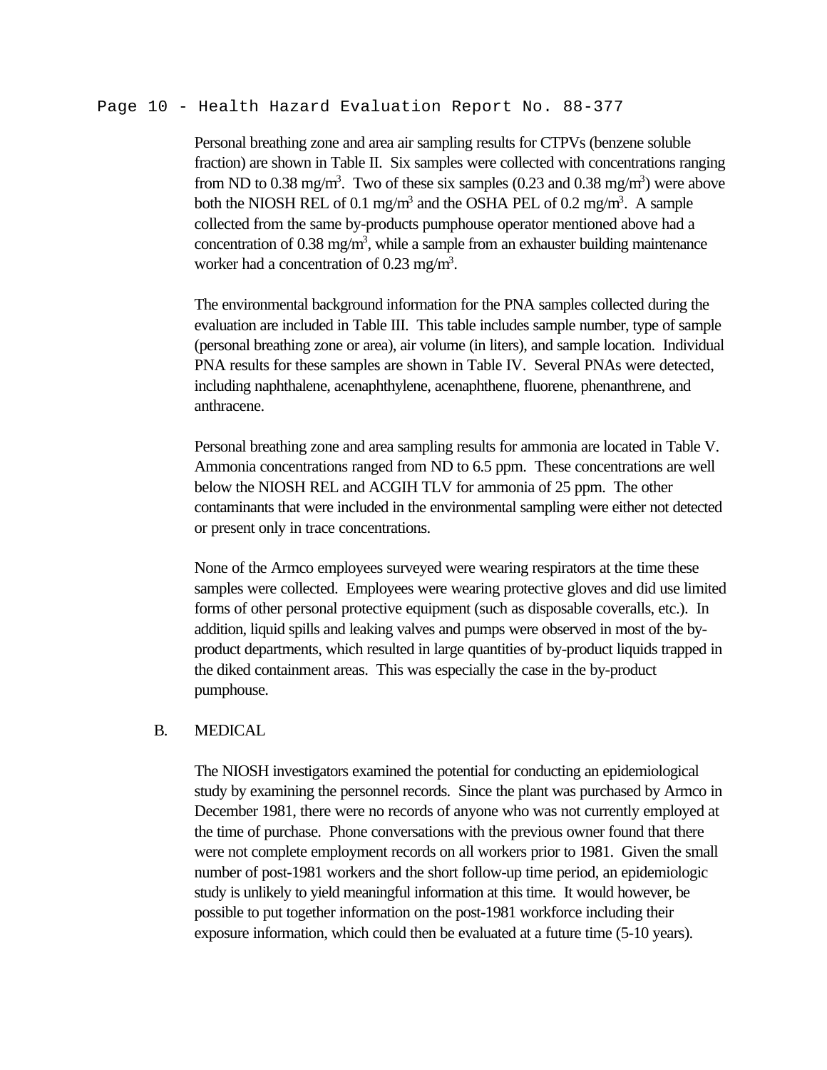Personal breathing zone and area air sampling results for CTPVs (benzene soluble fraction) are shown in Table II. Six samples were collected with concentrations ranging from ND to 0.38 mg/m$^3$. Two of these six samples (0.23 and 0.38 mg/m$^3$) were above both the NIOSH REL of 0.1 mg/m$^3$ and the OSHA PEL of 0.2 mg/m$^3$. A sample collected from the same by-products pumphouse operator mentioned above had a concentration of 0.38 mg/m$^3$, while a sample from an exhauster building maintenance worker had a concentration of 0.23 mg/m$^3$.

The environmental background information for the PNA samples collected during the evaluation are included in Table III. This table includes sample number, type of sample (personal breathing zone or area), air volume (in liters), and sample location. Individual PNA results for these samples are shown in Table IV. Several PNAs were detected, including naphthalene, acenaphthylene, acenaphthene, fluorene, phenanthrene, and anthracene.

Personal breathing zone and area sampling results for ammonia are located in Table V. Ammonia concentrations ranged from ND to 6.5 ppm. These concentrations are well below the NIOSH REL and ACGIH TLV for ammonia of 25 ppm. The other contaminants that were included in the environmental sampling were either not detected or present only in trace concentrations.

None of the Armco employees surveyed were wearing respirators at the time these samples were collected. Employees were wearing protective gloves and did use limited forms of other personal protective equipment (such as disposable coveralls, etc.). In addition, liquid spills and leaking valves and pumps were observed in most of the by-product departments, which resulted in large quantities of by-product liquids trapped in the diked containment areas. This was especially the case in the by-product pumphouse.

## B. MEDICAL

The NIOSH investigators examined the potential for conducting an epidemiological study by examining the personnel records. Since the plant was purchased by Armco in December 1981, there were no records of anyone who was not currently employed at the time of purchase. Phone conversations with the previous owner found that there were not complete employment records on all workers prior to 1981. Given the small number of post-1981 workers and the short follow-up time period, an epidemiologic study is unlikely to yield meaningful information at this time. It would however, be possible to put together information on the post-1981 workforce including their exposure information, which could then be evaluated at a future time (5-10 years).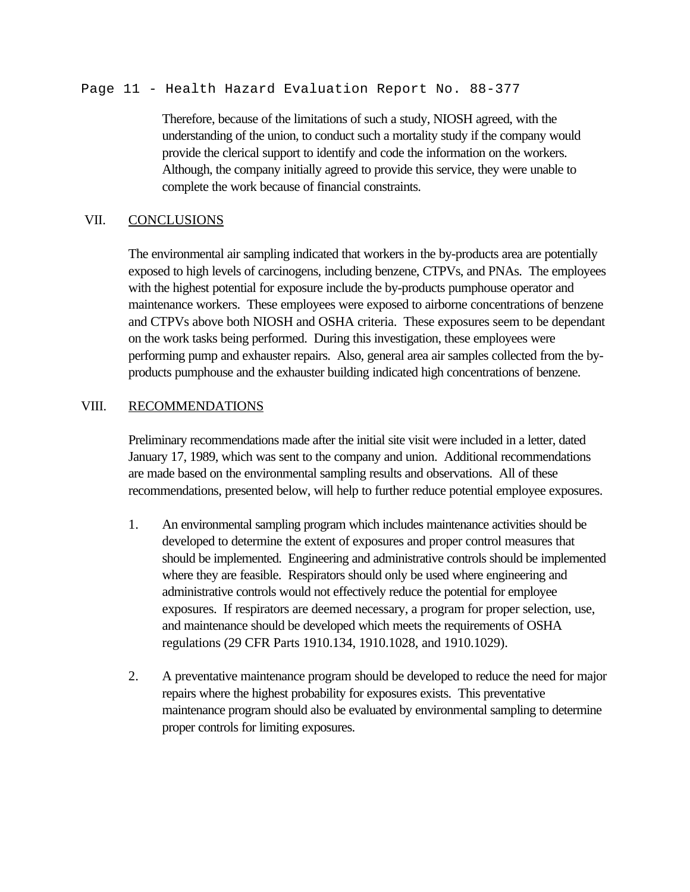Therefore, because of the limitations of such a study, NIOSH agreed, with the understanding of the union, to conduct such a mortality study if the company would provide the clerical support to identify and code the information on the workers. Although, the company initially agreed to provide this service, they were unable to complete the work because of financial constraints.

## VII. CONCLUSIONS

The environmental air sampling indicated that workers in the by-products area are potentially exposed to high levels of carcinogens, including benzene, CTPVs, and PNAs. The employees with the highest potential for exposure include the by-products pumphouse operator and maintenance workers. These employees were exposed to airborne concentrations of benzene and CTPVs above both NIOSH and OSHA criteria. These exposures seem to be dependant on the work tasks being performed. During this investigation, these employees were performing pump and exhauster repairs. Also, general area air samples collected from the by-products pumphouse and the exhauster building indicated high concentrations of benzene.

## VIII. RECOMMENDATIONS

Preliminary recommendations made after the initial site visit were included in a letter, dated January 17, 1989, which was sent to the company and union. Additional recommendations are made based on the environmental sampling results and observations. All of these recommendations, presented below, will help to further reduce potential employee exposures.

1. An environmental sampling program which includes maintenance activities should be developed to determine the extent of exposures and proper control measures that should be implemented. Engineering and administrative controls should be implemented where they are feasible. Respirators should only be used where engineering and administrative controls would not effectively reduce the potential for employee exposures. If respirators are deemed necessary, a program for proper selection, use, and maintenance should be developed which meets the requirements of OSHA regulations (29 CFR Parts 1910.134, 1910.1028, and 1910.1029).

2. A preventative maintenance program should be developed to reduce the need for major repairs where the highest probability for exposures exists. This preventative maintenance program should also be evaluated by environmental sampling to determine proper controls for limiting exposures.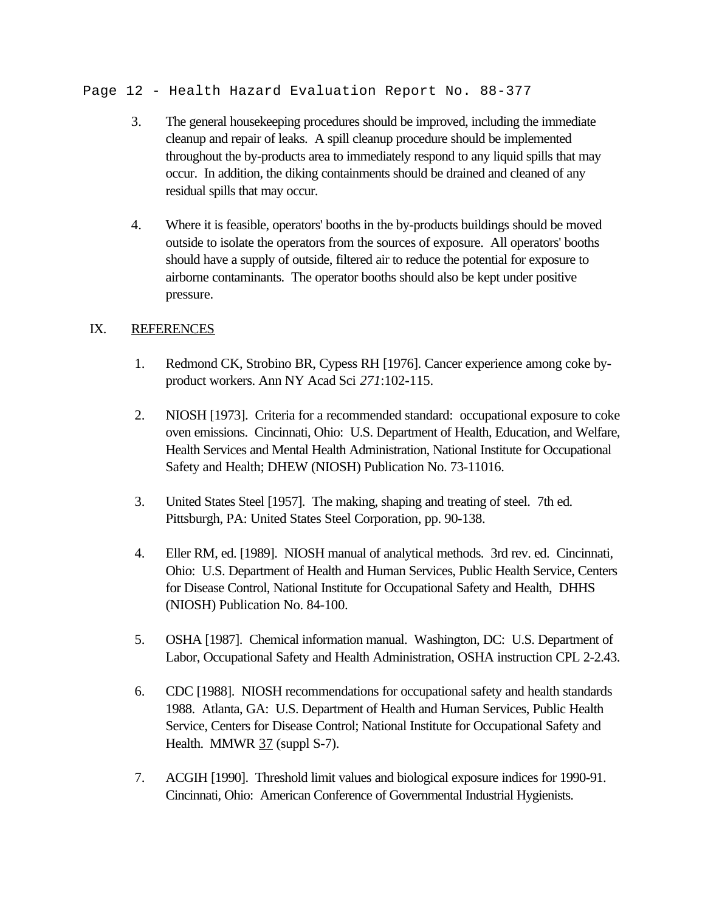3. The general housekeeping procedures should be improved, including the immediate cleanup and repair of leaks. A spill cleanup procedure should be implemented throughout the by-products area to immediately respond to any liquid spills that may occur. In addition, the diking containments should be drained and cleaned of any residual spills that may occur.

4. Where it is feasible, operators' booths in the by-products buildings should be moved outside to isolate the operators from the sources of exposure. All operators' booths should have a supply of outside, filtered air to reduce the potential for exposure to airborne contaminants. The operator booths should also be kept under positive pressure.

## IX. REFERENCES

1. Redmond CK, Strobino BR, Cypess RH [1976]. Cancer experience among coke by-product workers. Ann NY Acad Sci *271*:102-115.

2. NIOSH [1973]. Criteria for a recommended standard: occupational exposure to coke oven emissions. Cincinnati, Ohio: U.S. Department of Health, Education, and Welfare, Health Services and Mental Health Administration, National Institute for Occupational Safety and Health; DHEW (NIOSH) Publication No. 73-11016.

3. United States Steel [1957]. The making, shaping and treating of steel. 7th ed. Pittsburgh, PA: United States Steel Corporation, pp. 90-138.

4. Eller RM, ed. [1989]. NIOSH manual of analytical methods. 3rd rev. ed. Cincinnati, Ohio: U.S. Department of Health and Human Services, Public Health Service, Centers for Disease Control, National Institute for Occupational Safety and Health, DHHS (NIOSH) Publication No. 84-100.

5. OSHA [1987]. Chemical information manual. Washington, DC: U.S. Department of Labor, Occupational Safety and Health Administration, OSHA instruction CPL 2-2.43.

6. CDC [1988]. NIOSH recommendations for occupational safety and health standards 1988. Atlanta, GA: U.S. Department of Health and Human Services, Public Health Service, Centers for Disease Control; National Institute for Occupational Safety and Health. MMWR 37 (suppl S-7).

7. ACGIH [1990]. Threshold limit values and biological exposure indices for 1990-91. Cincinnati, Ohio: American Conference of Governmental Industrial Hygienists.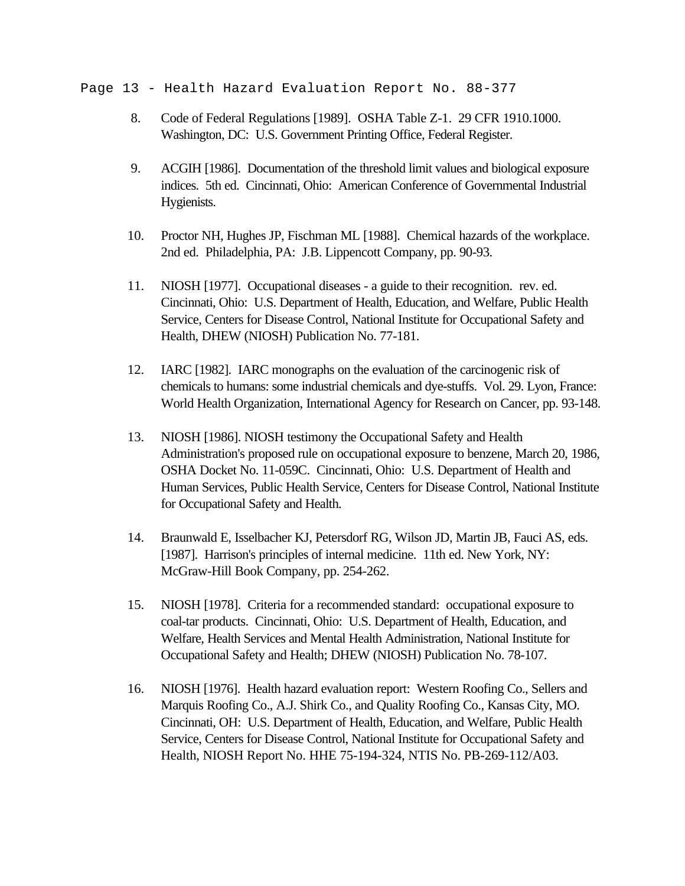8. Code of Federal Regulations [1989]. OSHA Table Z-1. 29 CFR 1910.1000. Washington, DC: U.S. Government Printing Office, Federal Register.

9. ACGIH [1986]. Documentation of the threshold limit values and biological exposure indices. 5th ed. Cincinnati, Ohio: American Conference of Governmental Industrial Hygienists.

10. Proctor NH, Hughes JP, Fischman ML [1988]. Chemical hazards of the workplace. 2nd ed. Philadelphia, PA: J.B. Lippencott Company, pp. 90-93.

11. NIOSH [1977]. Occupational diseases - a guide to their recognition. rev. ed. Cincinnati, Ohio: U.S. Department of Health, Education, and Welfare, Public Health Service, Centers for Disease Control, National Institute for Occupational Safety and Health, DHEW (NIOSH) Publication No. 77-181.

12. IARC [1982]. IARC monographs on the evaluation of the carcinogenic risk of chemicals to humans: some industrial chemicals and dye-stuffs. Vol. 29. Lyon, France: World Health Organization, International Agency for Research on Cancer, pp. 93-148.

13. NIOSH [1986]. NIOSH testimony the Occupational Safety and Health Administration's proposed rule on occupational exposure to benzene, March 20, 1986, OSHA Docket No. 11-059C. Cincinnati, Ohio: U.S. Department of Health and Human Services, Public Health Service, Centers for Disease Control, National Institute for Occupational Safety and Health.

14. Braunwald E, Isselbacher KJ, Petersdorf RG, Wilson JD, Martin JB, Fauci AS, eds. [1987]. Harrison's principles of internal medicine. 11th ed. New York, NY: McGraw-Hill Book Company, pp. 254-262.

15. NIOSH [1978]. Criteria for a recommended standard: occupational exposure to coal-tar products. Cincinnati, Ohio: U.S. Department of Health, Education, and Welfare, Health Services and Mental Health Administration, National Institute for Occupational Safety and Health; DHEW (NIOSH) Publication No. 78-107.

16. NIOSH [1976]. Health hazard evaluation report: Western Roofing Co., Sellers and Marquis Roofing Co., A.J. Shirk Co., and Quality Roofing Co., Kansas City, MO. Cincinnati, OH: U.S. Department of Health, Education, and Welfare, Public Health Service, Centers for Disease Control, National Institute for Occupational Safety and Health, NIOSH Report No. HHE 75-194-324, NTIS No. PB-269-112/A03.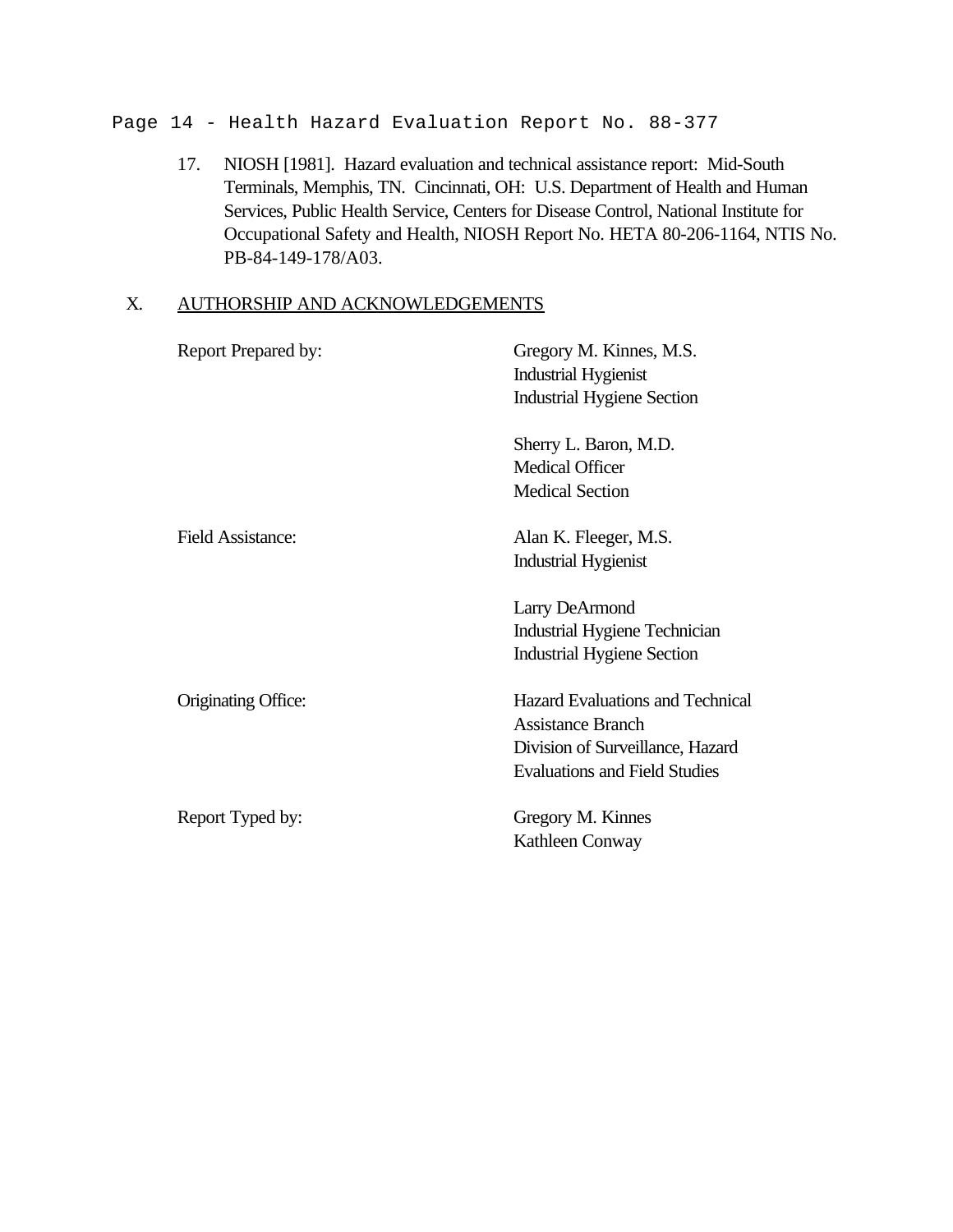17. NIOSH [1981]. Hazard evaluation and technical assistance report: Mid-South Terminals, Memphis, TN. Cincinnati, OH: U.S. Department of Health and Human Services, Public Health Service, Centers for Disease Control, National Institute for Occupational Safety and Health, NIOSH Report No. HETA 80-206-1164, NTIS No. PB-84-149-178/A03.

## X. AUTHORSHIP AND ACKNOWLEDGEMENTS

| | |
|---|---|
| Report Prepared by: | Gregory M. Kinnes, M.S.<br>Industrial Hygienist<br>Industrial Hygiene Section |
| | Sherry L. Baron, M.D.<br>Medical Officer<br>Medical Section |
| Field Assistance: | Alan K. Fleeger, M.S.<br>Industrial Hygienist |
| | Larry DeArmond<br>Industrial Hygiene Technician<br>Industrial Hygiene Section |
| Originating Office: | Hazard Evaluations and Technical Assistance Branch<br>Division of Surveillance, Hazard Evaluations and Field Studies |
| Report Typed by: | Gregory M. Kinnes<br>Kathleen Conway |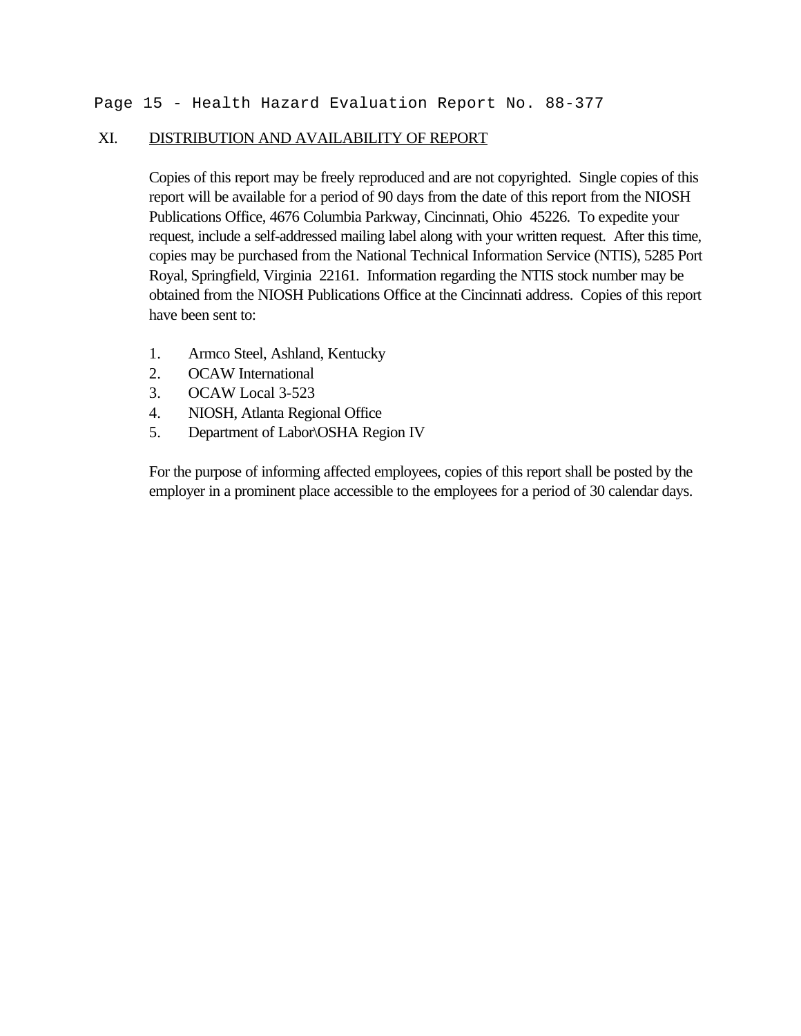## XI. DISTRIBUTION AND AVAILABILITY OF REPORT

Copies of this report may be freely reproduced and are not copyrighted. Single copies of this report will be available for a period of 90 days from the date of this report from the NIOSH Publications Office, 4676 Columbia Parkway, Cincinnati, Ohio 45226. To expedite your request, include a self-addressed mailing label along with your written request. After this time, copies may be purchased from the National Technical Information Service (NTIS), 5285 Port Royal, Springfield, Virginia 22161. Information regarding the NTIS stock number may be obtained from the NIOSH Publications Office at the Cincinnati address. Copies of this report have been sent to:

1. Armco Steel, Ashland, Kentucky
2. OCAW International
3. OCAW Local 3-523
4. NIOSH, Atlanta Regional Office
5. Department of Labor\OSHA Region IV

For the purpose of informing affected employees, copies of this report shall be posted by the employer in a prominent place accessible to the employees for a period of 30 calendar days.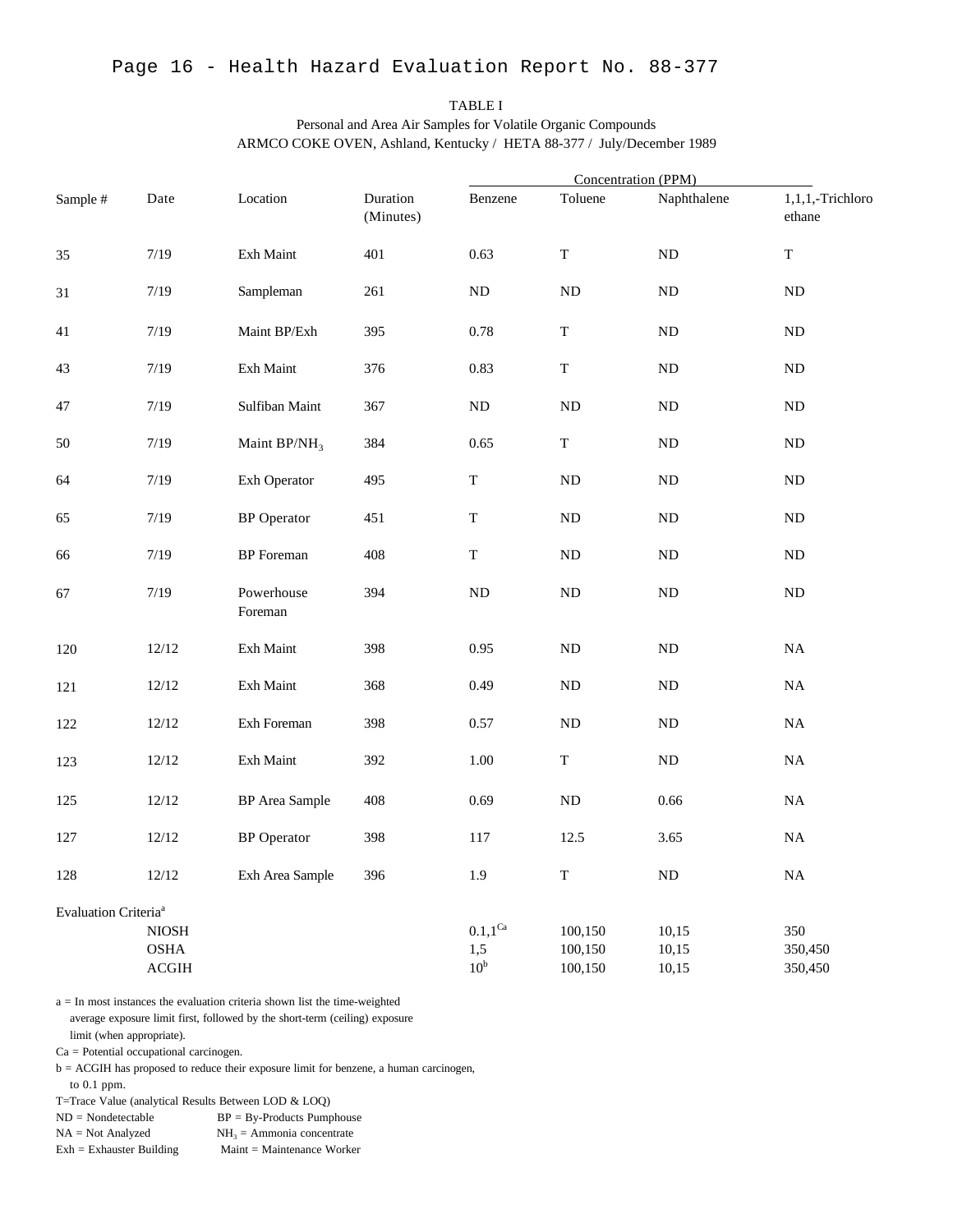TABLE I

Personal and Area Air Samples for Volatile Organic Compounds

ARMCO COKE OVEN, Ashland, Kentucky / HETA 88-377 / July/December 1989

| Sample # | Date | Location | Duration (Minutes) | Concentration (PPM) | | | |
|---|---|---|---|---|---|---|---|
| | | | | Benzene | Toluene | Naphthalene | 1,1,1,-Trichloro ethane |
| 35 | 7/19 | Exh Maint | 401 | 0.63 | T | ND | T |
| 31 | 7/19 | Sampleman | 261 | ND | ND | ND | ND |
| 41 | 7/19 | Maint BP/Exh | 395 | 0.78 | T | ND | ND |
| 43 | 7/19 | Exh Maint | 376 | 0.83 | T | ND | ND |
| 47 | 7/19 | Sulfiban Maint | 367 | ND | ND | ND | ND |
| 50 | 7/19 | Maint BP/$NH_3$ | 384 | 0.65 | T | ND | ND |
| 64 | 7/19 | Exh Operator | 495 | T | ND | ND | ND |
| 65 | 7/19 | BP Operator | 451 | T | ND | ND | ND |
| 66 | 7/19 | BP Foreman | 408 | T | ND | ND | ND |
| 67 | 7/19 | Powerhouse Foreman | 394 | ND | ND | ND | ND |
| 120 | 12/12 | Exh Maint | 398 | 0.95 | ND | ND | NA |
| 121 | 12/12 | Exh Maint | 368 | 0.49 | ND | ND | NA |
| 122 | 12/12 | Exh Foreman | 398 | 0.57 | ND | ND | NA |
| 123 | 12/12 | Exh Maint | 392 | 1.00 | T | ND | NA |
| 125 | 12/12 | BP Area Sample | 408 | 0.69 | ND | 0.66 | NA |
| 127 | 12/12 | BP Operator | 398 | 117 | 12.5 | 3.65 | NA |
| 128 | 12/12 | Exh Area Sample | 396 | 1.9 | T | ND | NA |
| Evaluation Criteria[a] | | | | | | | |
| | NIOSH | | | 0.1,1[Ca] | 100,150 | 10,15 | 350 |
| | OSHA | | | 1,5 | 100,150 | 10,15 | 350,450 |
| | ACGIH | | | 10[b] | 100,150 | 10,15 | 350,450 |

a = In most instances the evaluation criteria shown list the time-weighted average exposure limit first, followed by the short-term (ceiling) exposure limit (when appropriate).

Ca = Potential occupational carcinogen.

b = ACGIH has proposed to reduce their exposure limit for benzene, a human carcinogen, to 0.1 ppm.

T=Trace Value (analytical Results Between LOD & LOQ)

ND = Nondetectable BP = By-Products Pumphouse

NA = Not Analyzed $NH_3$ = Ammonia concentrate

Exh = Exhauster Building Maint = Maintenance Worker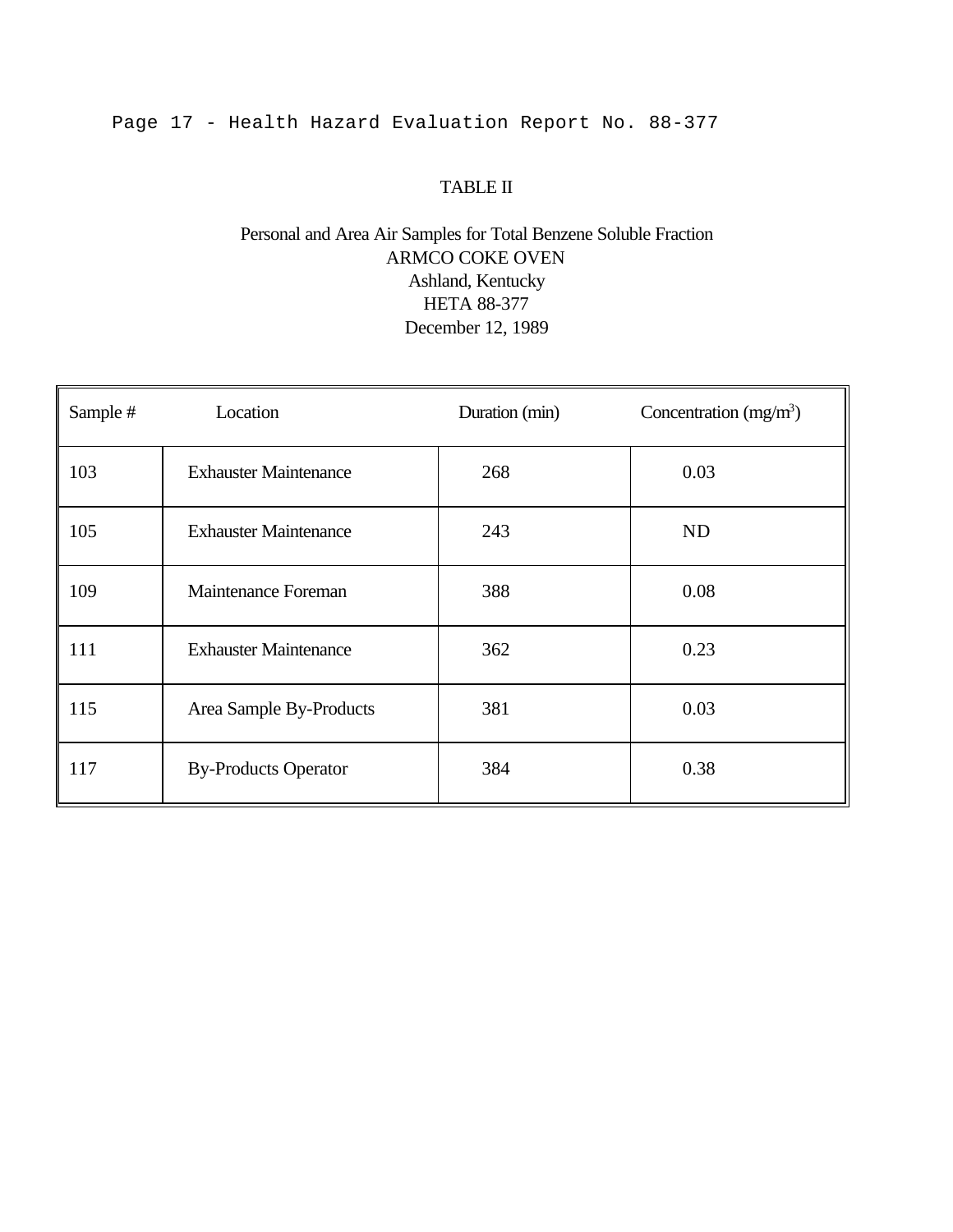TABLE II

Personal and Area Air Samples for Total Benzene Soluble Fraction
ARMCO COKE OVEN
Ashland, Kentucky
HETA 88-377
December 12, 1989

| Sample # | Location | Duration (min) | Concentration (mg/m$^3$) |
|---|---|---|---|
| 103 | Exhauster Maintenance | 268 | 0.03 |
| 105 | Exhauster Maintenance | 243 | ND |
| 109 | Maintenance Foreman | 388 | 0.08 |
| 111 | Exhauster Maintenance | 362 | 0.23 |
| 115 | Area Sample By-Products | 381 | 0.03 |
| 117 | By-Products Operator | 384 | 0.38 |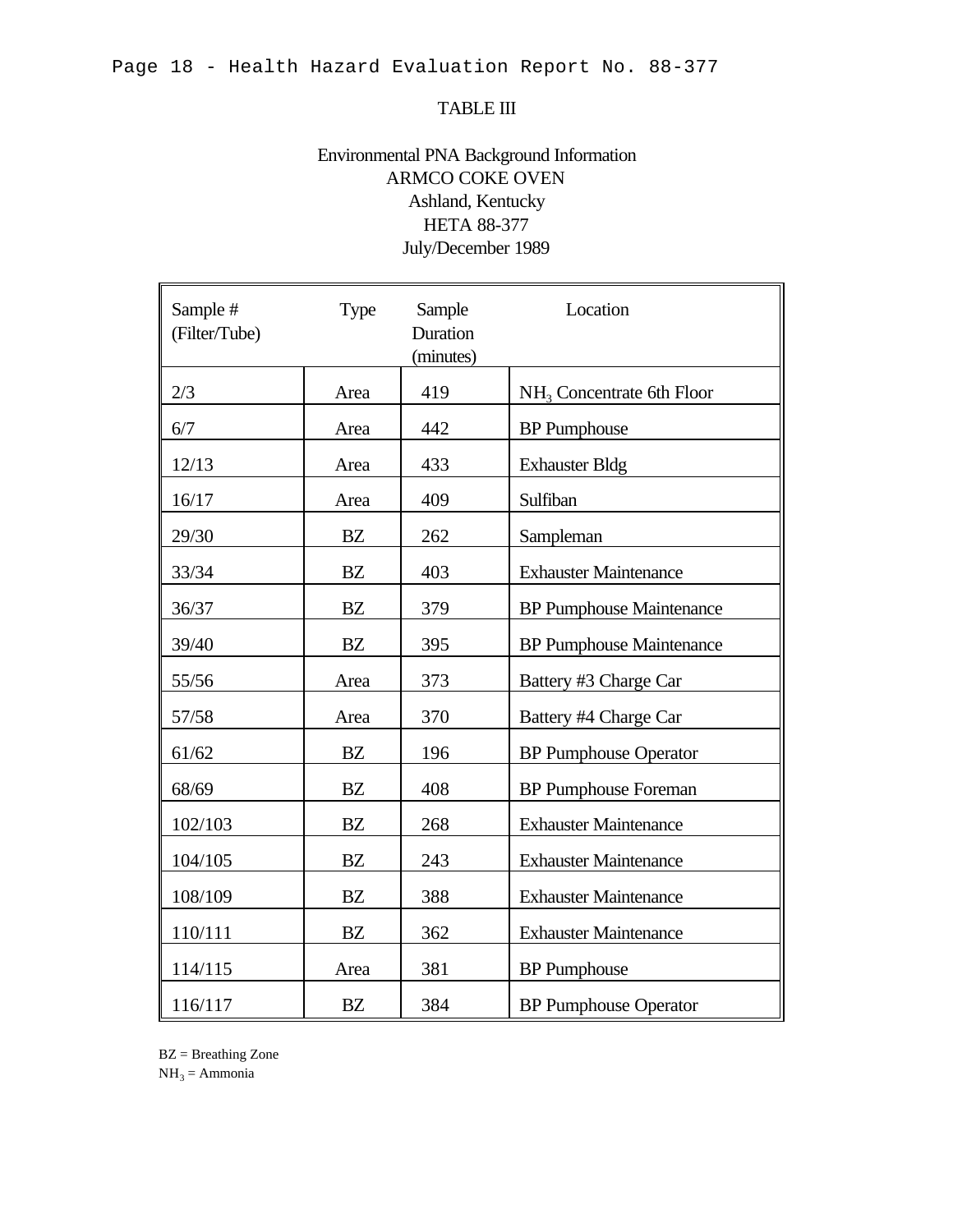TABLE III

Environmental PNA Background Information
ARMCO COKE OVEN
Ashland, Kentucky
HETA 88-377
July/December 1989

| Sample # (Filter/Tube) | Type | Sample Duration (minutes) | Location |
|---|---|---|---|
| 2/3 | Area | 419 | $NH_3$ Concentrate 6th Floor |
| 6/7 | Area | 442 | BP Pumphouse |
| 12/13 | Area | 433 | Exhauster Bldg |
| 16/17 | Area | 409 | Sulfiban |
| 29/30 | BZ | 262 | Sampleman |
| 33/34 | BZ | 403 | Exhauster Maintenance |
| 36/37 | BZ | 379 | BP Pumphouse Maintenance |
| 39/40 | BZ | 395 | BP Pumphouse Maintenance |
| 55/56 | Area | 373 | Battery #3 Charge Car |
| 57/58 | Area | 370 | Battery #4 Charge Car |
| 61/62 | BZ | 196 | BP Pumphouse Operator |
| 68/69 | BZ | 408 | BP Pumphouse Foreman |
| 102/103 | BZ | 268 | Exhauster Maintenance |
| 104/105 | BZ | 243 | Exhauster Maintenance |
| 108/109 | BZ | 388 | Exhauster Maintenance |
| 110/111 | BZ | 362 | Exhauster Maintenance |
| 114/115 | Area | 381 | BP Pumphouse |
| 116/117 | BZ | 384 | BP Pumphouse Operator |

BZ = Breathing Zone
$NH_3$ = Ammonia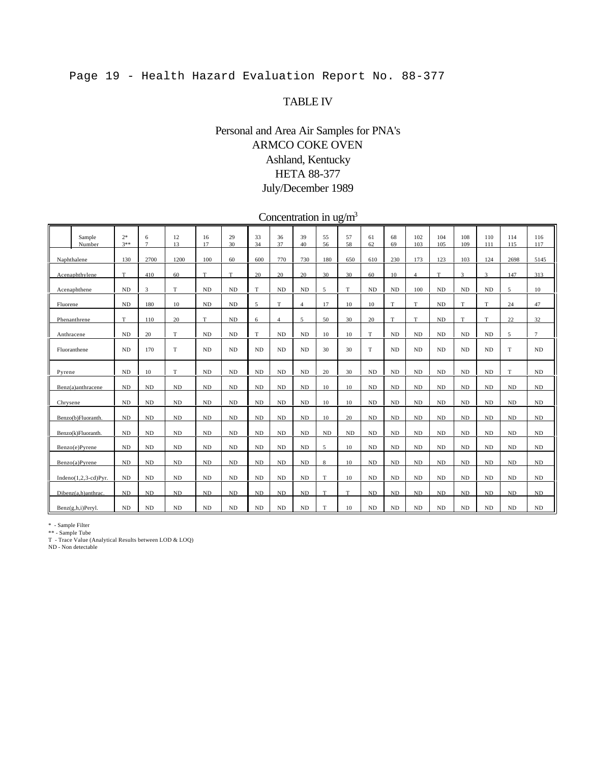# TABLE IV

## Personal and Area Air Samples for PNA's
## ARMCO COKE OVEN
## Ashland, Kentucky
## HETA 88-377
## July/December 1989

Concentration in ug/m$^3$

| Sample Number | 2* 3** | 6 7 | 12 13 | 16 17 | 29 30 | 33 34 | 36 37 | 39 40 | 55 56 | 57 58 | 61 62 | 68 69 | 102 103 | 104 105 | 108 109 | 110 111 | 114 115 | 116 117 |
|---|---|---|---|---|---|---|---|---|---|---|---|---|---|---|---|---|---|---|
| Naphthalene | 130 | 2700 | 1200 | 100 | 60 | 600 | 770 | 730 | 180 | 650 | 610 | 230 | 173 | 123 | 103 | 124 | 2698 | 5145 |
| Acenaphthylene | T | 410 | 60 | T | T | 20 | 20 | 20 | 30 | 30 | 60 | 10 | 4 | T | 3 | 3 | 147 | 313 |
| Acenaphthene | ND | 3 | T | ND | ND | T | ND | ND | 5 | T | ND | ND | 100 | ND | ND | ND | 5 | 10 |
| Fluorene | ND | 180 | 10 | ND | ND | 5 | T | 4 | 17 | 10 | 10 | T | T | ND | T | T | 24 | 47 |
| Phenanthrene | T | 110 | 20 | T | ND | 6 | 4 | 5 | 50 | 30 | 20 | T | T | ND | T | T | 22 | 32 |
| Anthracene | ND | 20 | T | ND | ND | T | ND | ND | 10 | 10 | T | ND | ND | ND | ND | ND | 5 | 7 |
| Fluoranthene | ND | 170 | T | ND | ND | ND | ND | ND | 30 | 30 | T | ND | ND | ND | ND | ND | T | ND |
| Pyrene | ND | 10 | T | ND | ND | ND | ND | ND | 20 | 30 | ND | ND | ND | ND | ND | ND | T | ND |
| Benz(a)anthracene | ND | ND | ND | ND | ND | ND | ND | ND | 10 | 10 | ND | ND | ND | ND | ND | ND | ND | ND |
| Chrysene | ND | ND | ND | ND | ND | ND | ND | ND | 10 | 10 | ND | ND | ND | ND | ND | ND | ND | ND |
| Benzo(b)Fluoranth. | ND | ND | ND | ND | ND | ND | ND | ND | 10 | 20 | ND | ND | ND | ND | ND | ND | ND | ND |
| Benzo(k)Fluoranth. | ND | ND | ND | ND | ND | ND | ND | ND | ND | ND | ND | ND | ND | ND | ND | ND | ND | ND |
| Benzo(e)Pyrene | ND | ND | ND | ND | ND | ND | ND | ND | 5 | 10 | ND | ND | ND | ND | ND | ND | ND | ND |
| Benzo(a)Pyrene | ND | ND | ND | ND | ND | ND | ND | ND | 8 | 10 | ND | ND | ND | ND | ND | ND | ND | ND |
| Indeno(1,2,3-cd)Pyr. | ND | ND | ND | ND | ND | ND | ND | ND | T | 10 | ND | ND | ND | ND | ND | ND | ND | ND |
| Dibenz(a,h)anthrac. | ND | ND | ND | ND | ND | ND | ND | ND | T | T | ND | ND | ND | ND | ND | ND | ND | ND |
| Benz(g,h,i)Peryl. | ND | ND | ND | ND | ND | ND | ND | ND | T | 10 | ND | ND | ND | ND | ND | ND | ND | ND |

\* - Sample Filter
** - Sample Tube
T - Trace Value (Analytical Results between LOD & LOQ)
ND - Non detectable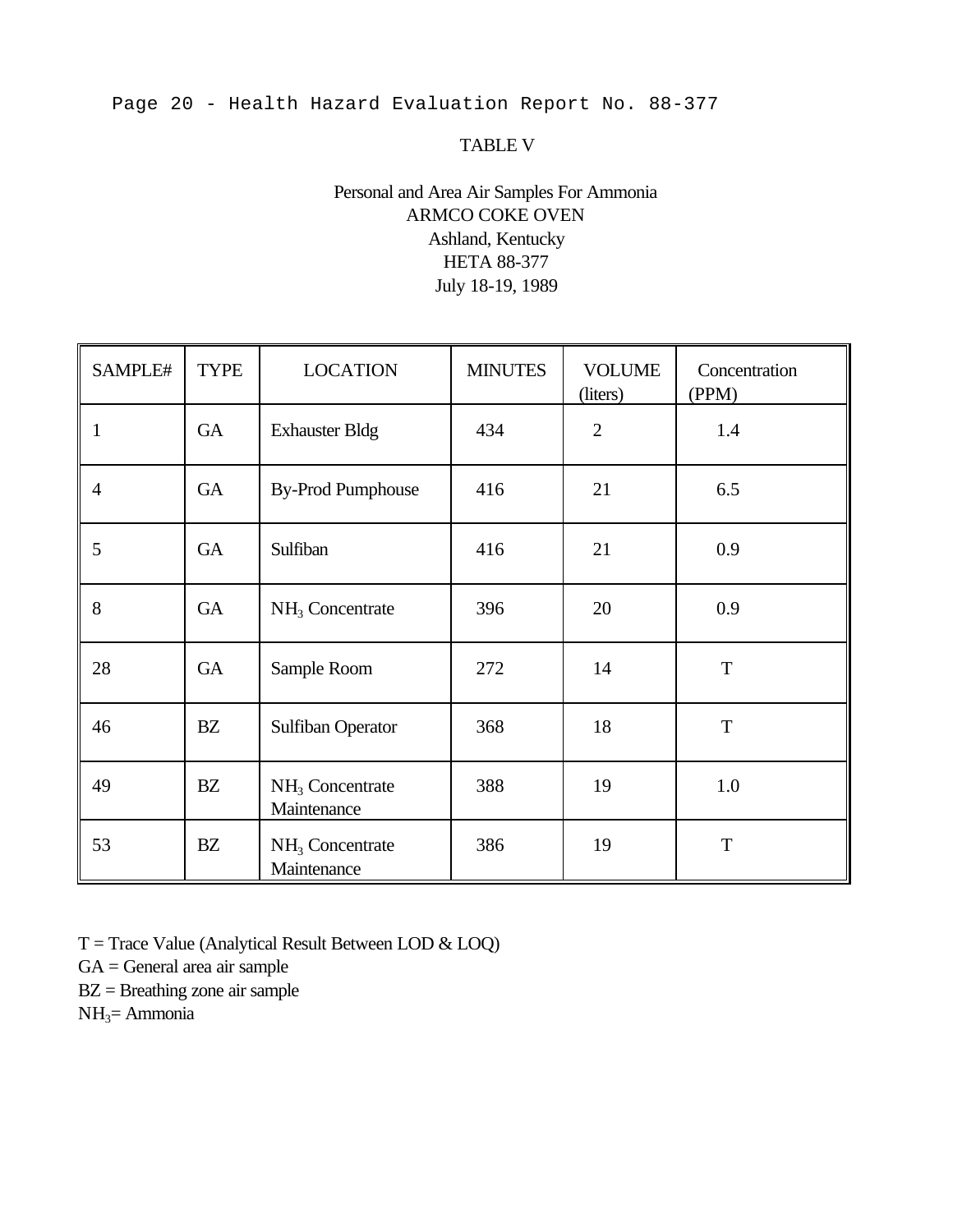TABLE V

Personal and Area Air Samples For Ammonia
ARMCO COKE OVEN
Ashland, Kentucky
HETA 88-377
July 18-19, 1989

| SAMPLE# | TYPE | LOCATION | MINUTES | VOLUME (liters) | Concentration (PPM) |
|---|---|---|---|---|---|
| 1 | GA | Exhauster Bldg | 434 | 2 | 1.4 |
| 4 | GA | By-Prod Pumphouse | 416 | 21 | 6.5 |
| 5 | GA | Sulfiban | 416 | 21 | 0.9 |
| 8 | GA | $NH_3$ Concentrate | 396 | 20 | 0.9 |
| 28 | GA | Sample Room | 272 | 14 | T |
| 46 | BZ | Sulfiban Operator | 368 | 18 | T |
| 49 | BZ | $NH_3$ Concentrate Maintenance | 388 | 19 | 1.0 |
| 53 | BZ | $NH_3$ Concentrate Maintenance | 386 | 19 | T |

T = Trace Value (Analytical Result Between LOD & LOQ)
GA = General area air sample
BZ = Breathing zone air sample
$NH_3$= Ammonia